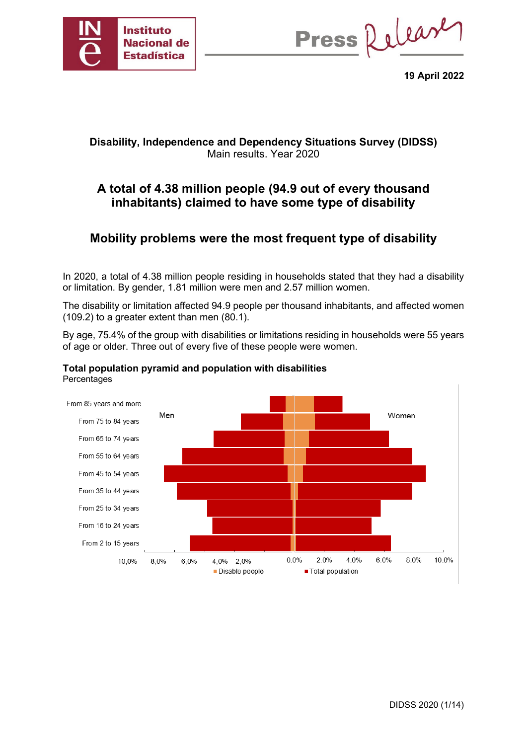**19 April 2022**

## Disability, Independence and Dependency Situations Survey (DIDSS)

Main results. Year 2020

# A total of 4.38 million people (94.9 out of every thousand inhabitants) claimed to have some type of disability

# Mobility problems were the most frequent type of disability

In 2020, a total of 4.38 million people residing in households stated that they had a disability or limitation. By gender, 1.81 million were men and 2.57 million women.

The disability or limitation affected 94.9 people per thousand inhabitants, and affected women (109.2) to a greater extent than men (80.1).

By age, 75.4% of the group with disabilities or limitations residing in households were 55 years of age or older. Three out of every five of these people were women.

**Total population pyramid and population with disabilities**

Percentages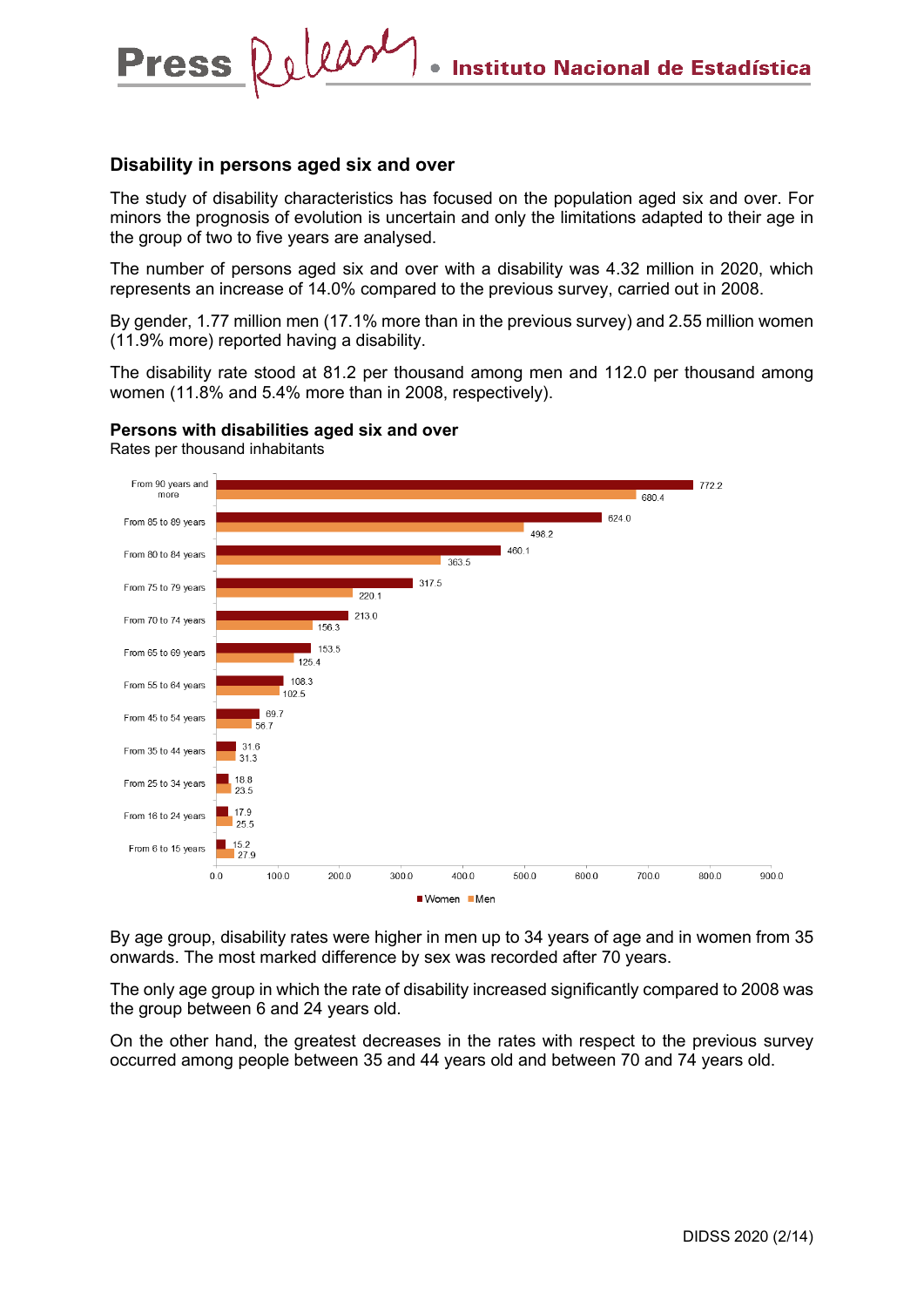## Disability in persons aged six and over

The study of disability characteristics has focused on the population aged six and over. For minors the prognosis of evolution is uncertain and only the limitations adapted to their age in the group of two to five years are analysed.

The number of persons aged six and over with a disability was 4.32 million in 2020, which represents an increase of 14.0% compared to the previous survey, carried out in 2008.

By gender, 1.77 million men (17.1% more than in the previous survey) and 2.55 million women (11.9% more) reported having a disability.

The disability rate stood at 81.2 per thousand among men and 112.0 per thousand among women (11.8% and 5.4% more than in 2008, respectively).

**Persons with disabilities aged six and over**

Rates per thousand inhabitants

| Age group | Women | Men |
|---|---|---|
| From 90 years and more | 772.2 | 680.4 |
| From 85 to 89 years | 624.0 | 498.2 |
| From 80 to 84 years | 460.1 | 363.5 |
| From 75 to 79 years | 317.5 | 220.1 |
| From 70 to 74 years | 213.0 | 156.3 |
| From 65 to 69 years | 153.5 | 125.4 |
| From 55 to 64 years | 108.3 | 102.5 |
| From 45 to 54 years | 69.7 | 56.7 |
| From 35 to 44 years | 31.6 | 31.3 |
| From 25 to 34 years | 18.8 | 23.5 |
| From 16 to 24 years | 17.9 | 25.5 |
| From 6 to 15 years | 15.2 | 27.9 |

By age group, disability rates were higher in men up to 34 years of age and in women from 35 onwards. The most marked difference by sex was recorded after 70 years.

The only age group in which the rate of disability increased significantly compared to 2008 was the group between 6 and 24 years old.

On the other hand, the greatest decreases in the rates with respect to the previous survey occurred among people between 35 and 44 years old and between 70 and 74 years old.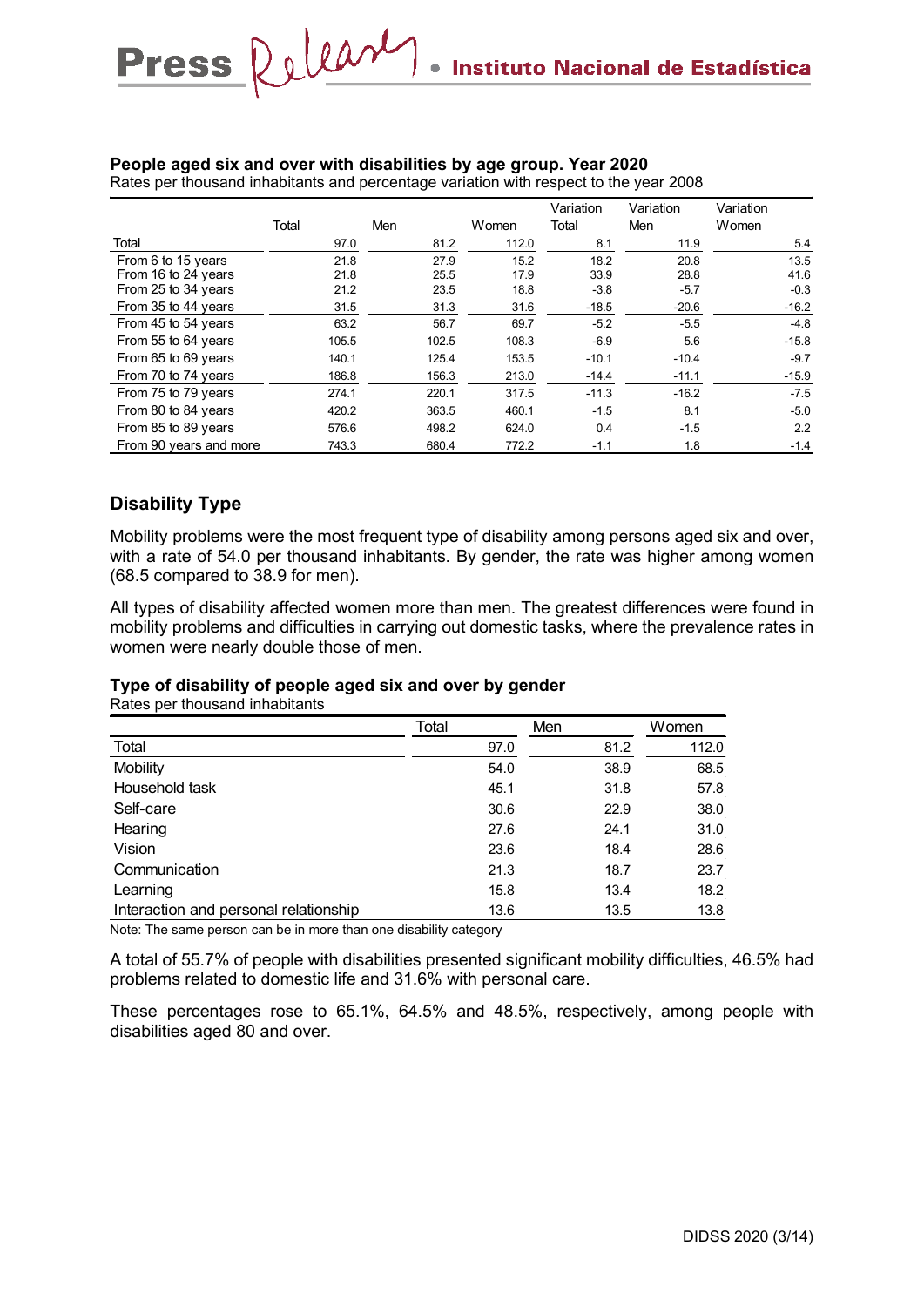**People aged six and over with disabilities by age group. Year 2020**
Rates per thousand inhabitants and percentage variation with respect to the year 2008

| | Total | Men | Women | Variation Total | Variation Men | Variation Women |
|---|---|---|---|---|---|---|
| Total | 97.0 | 81.2 | 112.0 | 8.1 | 11.9 | 5.4 |
| From 6 to 15 years | 21.8 | 27.9 | 15.2 | 18.2 | 20.8 | 13.5 |
| From 16 to 24 years | 21.8 | 25.5 | 17.9 | 33.9 | 28.8 | 41.6 |
| From 25 to 34 years | 21.2 | 23.5 | 18.8 | -3.8 | -5.7 | -0.3 |
| From 35 to 44 years | 31.5 | 31.3 | 31.6 | -18.5 | -20.6 | -16.2 |
| From 45 to 54 years | 63.2 | 56.7 | 69.7 | -5.2 | -5.5 | -4.8 |
| From 55 to 64 years | 105.5 | 102.5 | 108.3 | -6.9 | 5.6 | -15.8 |
| From 65 to 69 years | 140.1 | 125.4 | 153.5 | -10.1 | -10.4 | -9.7 |
| From 70 to 74 years | 186.8 | 156.3 | 213.0 | -14.4 | -11.1 | -15.9 |
| From 75 to 79 years | 274.1 | 220.1 | 317.5 | -11.3 | -16.2 | -7.5 |
| From 80 to 84 years | 420.2 | 363.5 | 460.1 | -1.5 | 8.1 | -5.0 |
| From 85 to 89 years | 576.6 | 498.2 | 624.0 | 0.4 | -1.5 | 2.2 |
| From 90 years and more | 743.3 | 680.4 | 772.2 | -1.1 | 1.8 | -1.4 |

## Disability Type

Mobility problems were the most frequent type of disability among persons aged six and over, with a rate of 54.0 per thousand inhabitants. By gender, the rate was higher among women (68.5 compared to 38.9 for men).

All types of disability affected women more than men. The greatest differences were found in mobility problems and difficulties in carrying out domestic tasks, where the prevalence rates in women were nearly double those of men.

**Type of disability of people aged six and over by gender**
Rates per thousand inhabitants

| | Total | Men | Women |
|---|---|---|---|
| Total | 97.0 | 81.2 | 112.0 |
| Mobility | 54.0 | 38.9 | 68.5 |
| Household task | 45.1 | 31.8 | 57.8 |
| Self-care | 30.6 | 22.9 | 38.0 |
| Hearing | 27.6 | 24.1 | 31.0 |
| Vision | 23.6 | 18.4 | 28.6 |
| Communication | 21.3 | 18.7 | 23.7 |
| Learning | 15.8 | 13.4 | 18.2 |
| Interaction and personal relationship | 13.6 | 13.5 | 13.8 |

Note: The same person can be in more than one disability category

A total of 55.7% of people with disabilities presented significant mobility difficulties, 46.5% had problems related to domestic life and 31.6% with personal care.

These percentages rose to 65.1%, 64.5% and 48.5%, respectively, among people with disabilities aged 80 and over.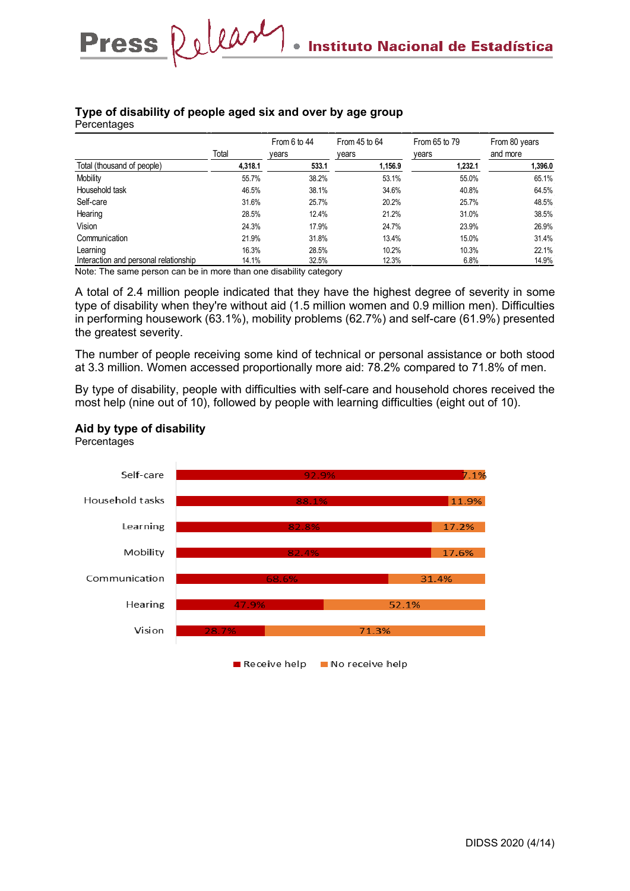**Type of disability of people aged six and over by age group**
Percentages

| | Total | From 6 to 44 years | From 45 to 64 years | From 65 to 79 years | From 80 years and more |
|---|---|---|---|---|---|
| Total (thousand of people) | **4,318.1** | **533.1** | **1,156.9** | **1,232.1** | **1,396.0** |
| Mobility | 55.7% | 38.2% | 53.1% | 55.0% | 65.1% |
| Household task | 46.5% | 38.1% | 34.6% | 40.8% | 64.5% |
| Self-care | 31.6% | 25.7% | 20.2% | 25.7% | 48.5% |
| Hearing | 28.5% | 12.4% | 21.2% | 31.0% | 38.5% |
| Vision | 24.3% | 17.9% | 24.7% | 23.9% | 26.9% |
| Communication | 21.9% | 31.8% | 13.4% | 15.0% | 31.4% |
| Learning | 16.3% | 28.5% | 10.2% | 10.3% | 22.1% |
| Interaction and personal relationship | 14.1% | 32.5% | 12.3% | 6.8% | 14.9% |

Note: The same person can be in more than one disability category

A total of 2.4 million people indicated that they have the highest degree of severity in some type of disability when they're without aid (1.5 million women and 0.9 million men). Difficulties in performing housework (63.1%), mobility problems (62.7%) and self-care (61.9%) presented the greatest severity.

The number of people receiving some kind of technical or personal assistance or both stood at 3.3 million. Women accessed proportionally more aid: 78.2% compared to 71.8% of men.

By type of disability, people with difficulties with self-care and household chores received the most help (nine out of 10), followed by people with learning difficulties (eight out of 10).

**Aid by type of disability**
Percentages

| | Receive help | No receive help |
|---|---|---|
| Self-care | 92.9% | 7.1% |
| Household tasks | 88.1% | 11.9% |
| Learning | 82.8% | 17.2% |
| Mobility | 82.4% | 17.6% |
| Communication | 68.6% | 31.4% |
| Hearing | 47.9% | 52.1% |
| Vision | 28.7% | 71.3% |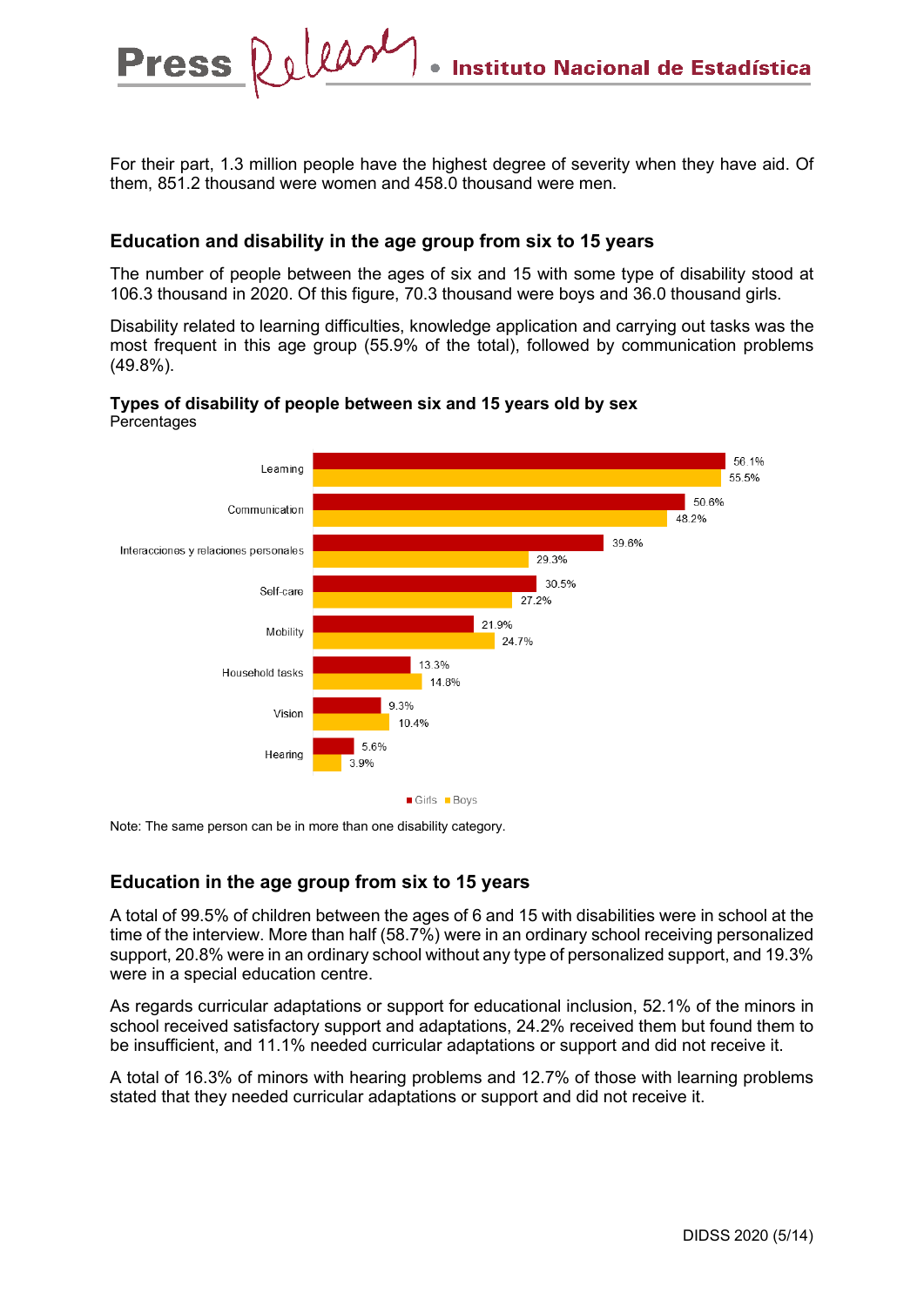For their part, 1.3 million people have the highest degree of severity when they have aid. Of them, 851.2 thousand were women and 458.0 thousand were men.

## Education and disability in the age group from six to 15 years

The number of people between the ages of six and 15 with some type of disability stood at 106.3 thousand in 2020. Of this figure, 70.3 thousand were boys and 36.0 thousand girls.

Disability related to learning difficulties, knowledge application and carrying out tasks was the most frequent in this age group (55.9% of the total), followed by communication problems (49.8%).

**Types of disability of people between six and 15 years old by sex**
Percentages

| | Girls | Boys |
|---|---|---|
| Learning | 56.1% | 55.5% |
| Communication | 50.6% | 48.2% |
| Interacciones y relaciones personales | 39.6% | 29.3% |
| Self-care | 30.5% | 27.2% |
| Mobility | 21.9% | 24.7% |
| Household tasks | 13.3% | 14.8% |
| Vision | 9.3% | 10.4% |
| Hearing | 5.6% | 3.9% |

Note: The same person can be in more than one disability category.

## Education in the age group from six to 15 years

A total of 99.5% of children between the ages of 6 and 15 with disabilities were in school at the time of the interview. More than half (58.7%) were in an ordinary school receiving personalized support, 20.8% were in an ordinary school without any type of personalized support, and 19.3% were in a special education centre.

As regards curricular adaptations or support for educational inclusion, 52.1% of the minors in school received satisfactory support and adaptations, 24.2% received them but found them to be insufficient, and 11.1% needed curricular adaptations or support and did not receive it.

A total of 16.3% of minors with hearing problems and 12.7% of those with learning problems stated that they needed curricular adaptations or support and did not receive it.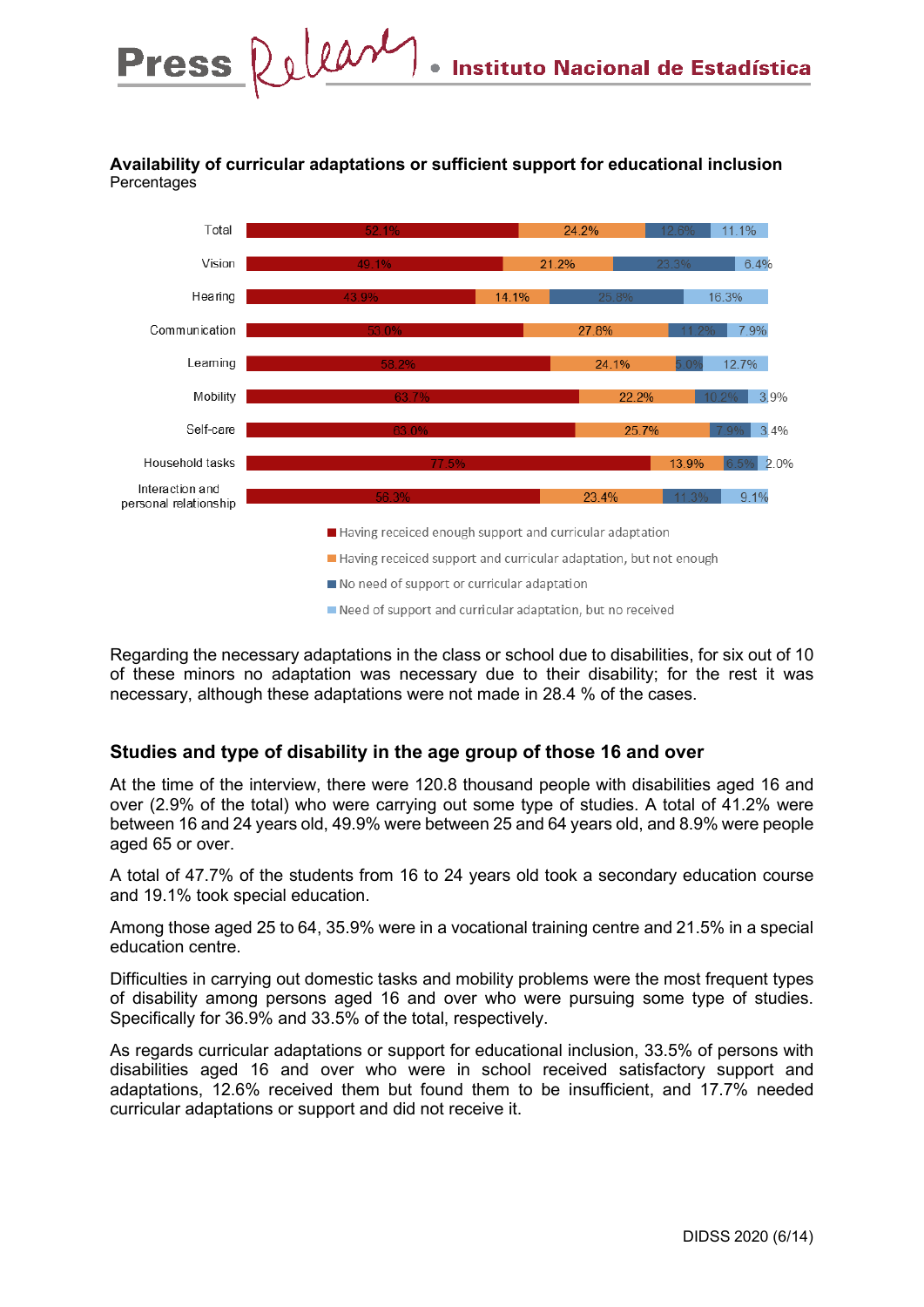**Availability of curricular adaptations or sufficient support for educational inclusion**
Percentages

| | Having receiced enough support and curricular adaptation | Having receiced support and curricular adaptation, but not enough | No need of support or curricular adaptation | Need of support and curricular adaptation, but no received |
|---|---|---|---|---|
| Total | 52.1% | 24.2% | 12.6% | 11.1% |
| Vision | 49.1% | 21.2% | 23.3% | 6.4% |
| Hearing | 43.9% | 14.1% | 25.8% | 16.3% |
| Communication | 53.0% | 27.8% | 11.2% | 7.9% |
| Learning | 58.2% | 24.1% | 5.0% | 12.7% |
| Mobility | 63.7% | 22.2% | 10.2% | 3.9% |
| Self-care | 63.0% | 25.7% | 7.9% | 3.4% |
| Household tasks | 77.5% | 13.9% | 6.5% | 2.0% |
| Interaction and personal relationship | 56.3% | 23.4% | 11.3% | 9.1% |

Regarding the necessary adaptations in the class or school due to disabilities, for six out of 10 of these minors no adaptation was necessary due to their disability; for the rest it was necessary, although these adaptations were not made in 28.4 % of the cases.

## Studies and type of disability in the age group of those 16 and over

At the time of the interview, there were 120.8 thousand people with disabilities aged 16 and over (2.9% of the total) who were carrying out some type of studies. A total of 41.2% were between 16 and 24 years old, 49.9% were between 25 and 64 years old, and 8.9% were people aged 65 or over.

A total of 47.7% of the students from 16 to 24 years old took a secondary education course and 19.1% took special education.

Among those aged 25 to 64, 35.9% were in a vocational training centre and 21.5% in a special education centre.

Difficulties in carrying out domestic tasks and mobility problems were the most frequent types of disability among persons aged 16 and over who were pursuing some type of studies. Specifically for 36.9% and 33.5% of the total, respectively.

As regards curricular adaptations or support for educational inclusion, 33.5% of persons with disabilities aged 16 and over who were in school received satisfactory support and adaptations, 12.6% received them but found them to be insufficient, and 17.7% needed curricular adaptations or support and did not receive it.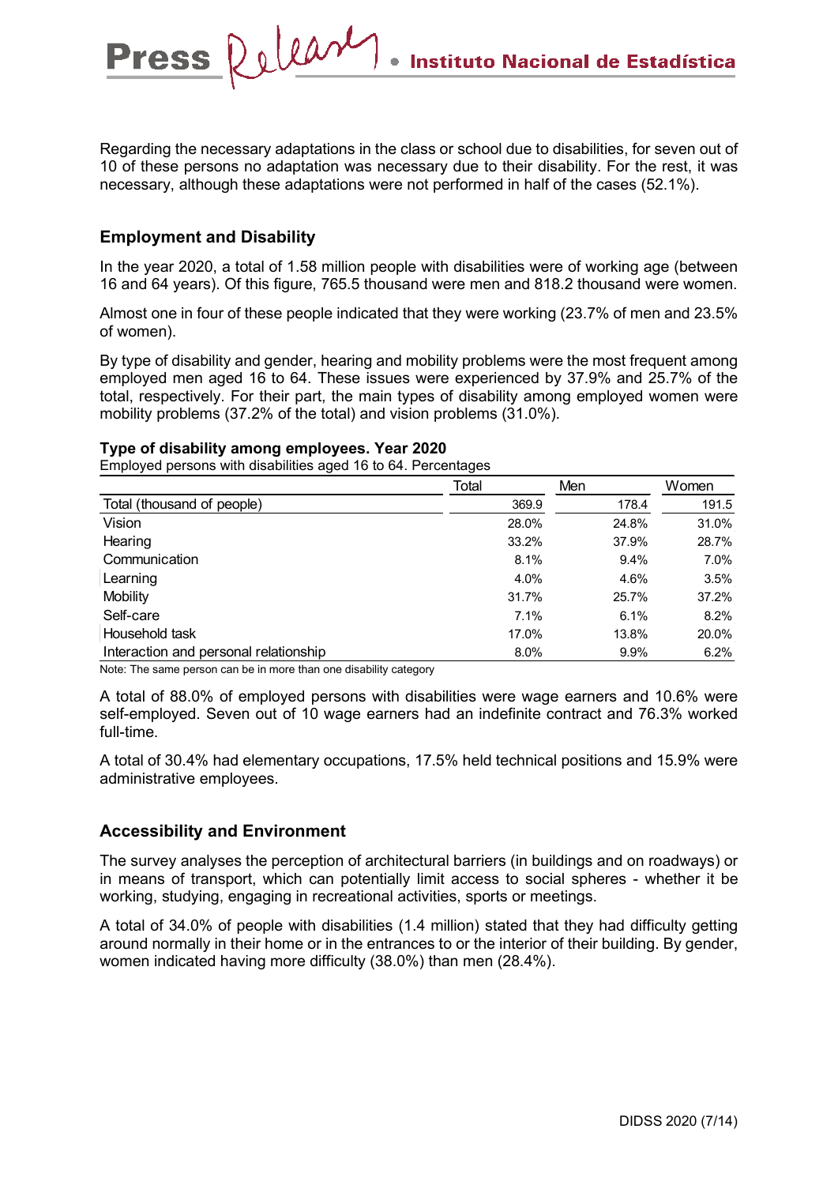Regarding the necessary adaptations in the class or school due to disabilities, for seven out of 10 of these persons no adaptation was necessary due to their disability. For the rest, it was necessary, although these adaptations were not performed in half of the cases (52.1%).

## Employment and Disability

In the year 2020, a total of 1.58 million people with disabilities were of working age (between 16 and 64 years). Of this figure, 765.5 thousand were men and 818.2 thousand were women.

Almost one in four of these people indicated that they were working (23.7% of men and 23.5% of women).

By type of disability and gender, hearing and mobility problems were the most frequent among employed men aged 16 to 64. These issues were experienced by 37.9% and 25.7% of the total, respectively. For their part, the main types of disability among employed women were mobility problems (37.2% of the total) and vision problems (31.0%).

**Type of disability among employees. Year 2020**

Employed persons with disabilities aged 16 to 64. Percentages

| | Total | Men | Women |
|---|---|---|---|
| Total (thousand of people) | 369.9 | 178.4 | 191.5 |
| Vision | 28.0% | 24.8% | 31.0% |
| Hearing | 33.2% | 37.9% | 28.7% |
| Communication | 8.1% | 9.4% | 7.0% |
| Learning | 4.0% | 4.6% | 3.5% |
| Mobility | 31.7% | 25.7% | 37.2% |
| Self-care | 7.1% | 6.1% | 8.2% |
| Household task | 17.0% | 13.8% | 20.0% |
| Interaction and personal relationship | 8.0% | 9.9% | 6.2% |

Note: The same person can be in more than one disability category

A total of 88.0% of employed persons with disabilities were wage earners and 10.6% were self-employed. Seven out of 10 wage earners had an indefinite contract and 76.3% worked full-time.

A total of 30.4% had elementary occupations, 17.5% held technical positions and 15.9% were administrative employees.

## Accessibility and Environment

The survey analyses the perception of architectural barriers (in buildings and on roadways) or in means of transport, which can potentially limit access to social spheres - whether it be working, studying, engaging in recreational activities, sports or meetings.

A total of 34.0% of people with disabilities (1.4 million) stated that they had difficulty getting around normally in their home or in the entrances to or the interior of their building. By gender, women indicated having more difficulty (38.0%) than men (28.4%).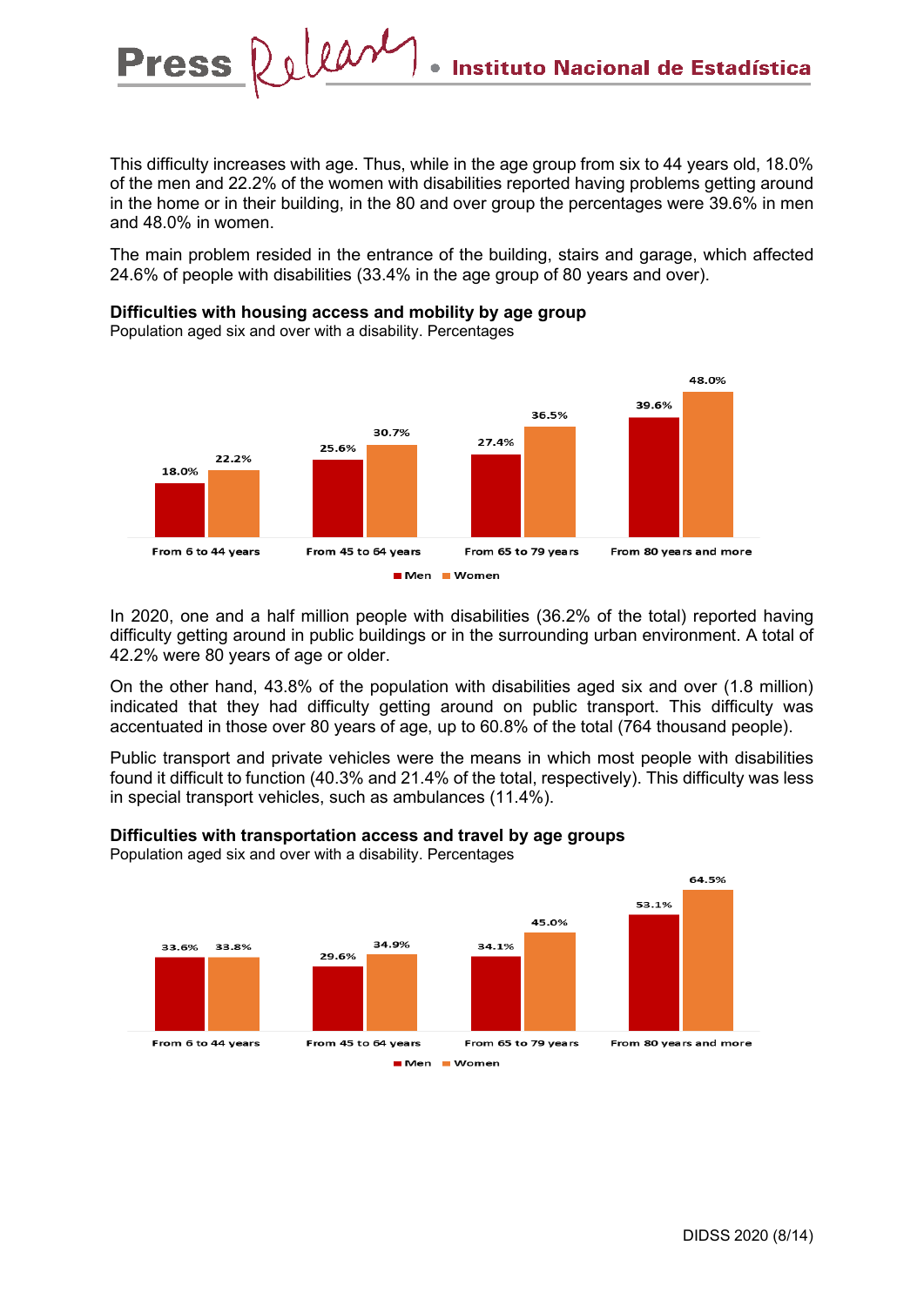This difficulty increases with age. Thus, while in the age group from six to 44 years old, 18.0% of the men and 22.2% of the women with disabilities reported having problems getting around in the home or in their building, in the 80 and over group the percentages were 39.6% in men and 48.0% in women.

The main problem resided in the entrance of the building, stairs and garage, which affected 24.6% of people with disabilities (33.4% in the age group of 80 years and over).

**Difficulties with housing access and mobility by age group**
Population aged six and over with a disability. Percentages

| | Men | Women |
|---|---|---|
| From 6 to 44 years | 18.0% | 22.2% |
| From 45 to 64 years | 25.6% | 30.7% |
| From 65 to 79 years | 27.4% | 36.5% |
| From 80 years and more | 39.6% | 48.0% |

In 2020, one and a half million people with disabilities (36.2% of the total) reported having difficulty getting around in public buildings or in the surrounding urban environment. A total of 42.2% were 80 years of age or older.

On the other hand, 43.8% of the population with disabilities aged six and over (1.8 million) indicated that they had difficulty getting around on public transport. This difficulty was accentuated in those over 80 years of age, up to 60.8% of the total (764 thousand people).

Public transport and private vehicles were the means in which most people with disabilities found it difficult to function (40.3% and 21.4% of the total, respectively). This difficulty was less in special transport vehicles, such as ambulances (11.4%).

**Difficulties with transportation access and travel by age groups**
Population aged six and over with a disability. Percentages

| | Men | Women |
|---|---|---|
| From 6 to 44 years | 33.6% | 33.8% |
| From 45 to 64 years | 29.6% | 34.9% |
| From 65 to 79 years | 34.1% | 45.0% |
| From 80 years and more | 53.1% | 64.5% |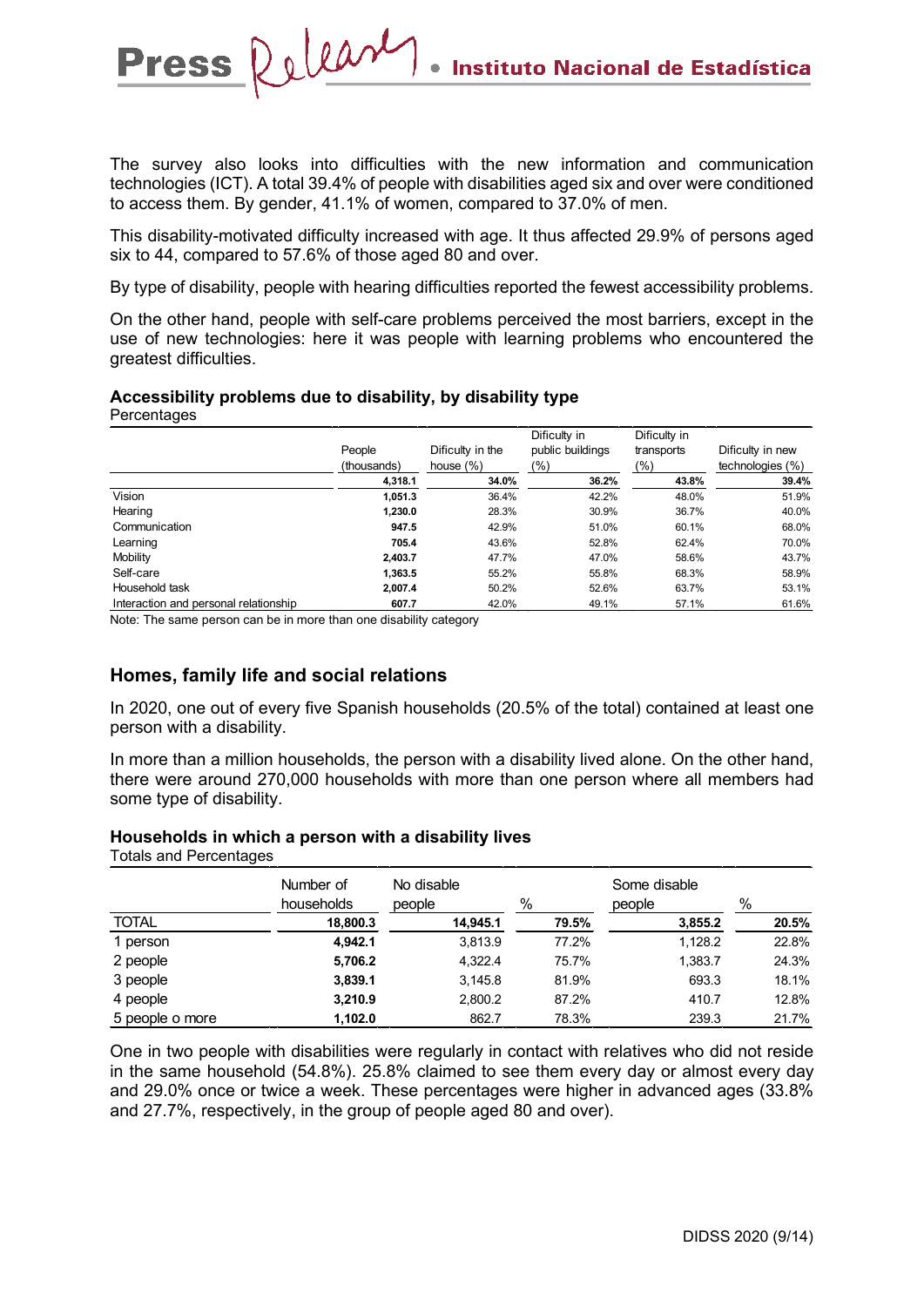The survey also looks into difficulties with the new information and communication technologies (ICT). A total 39.4% of people with disabilities aged six and over were conditioned to access them. By gender, 41.1% of women, compared to 37.0% of men.

This disability-motivated difficulty increased with age. It thus affected 29.9% of persons aged six to 44, compared to 57.6% of those aged 80 and over.

By type of disability, people with hearing difficulties reported the fewest accessibility problems.

On the other hand, people with self-care problems perceived the most barriers, except in the use of new technologies: here it was people with learning problems who encountered the greatest difficulties.

**Accessibility problems due to disability, by disability type**
Percentages

| | People (thousands) | Dificulty in the house (%) | Dificulty in public buildings (%) | Dificulty in transports (%) | Dificulty in new technologies (%) |
|---|---|---|---|---|---|
| | **4,318.1** | **34.0%** | **36.2%** | **43.8%** | **39.4%** |
| Vision | **1,051.3** | 36.4% | 42.2% | 48.0% | 51.9% |
| Hearing | **1,230.0** | 28.3% | 30.9% | 36.7% | 40.0% |
| Communication | **947.5** | 42.9% | 51.0% | 60.1% | 68.0% |
| Learning | **705.4** | 43.6% | 52.8% | 62.4% | 70.0% |
| Mobility | **2,403.7** | 47.7% | 47.0% | 58.6% | 43.7% |
| Self-care | **1,363.5** | 55.2% | 55.8% | 68.3% | 58.9% |
| Household task | **2,007.4** | 50.2% | 52.6% | 63.7% | 53.1% |
| Interaction and personal relationship | **607.7** | 42.0% | 49.1% | 57.1% | 61.6% |

Note: The same person can be in more than one disability category

## Homes, family life and social relations

In 2020, one out of every five Spanish households (20.5% of the total) contained at least one person with a disability.

In more than a million households, the person with a disability lived alone. On the other hand, there were around 270,000 households with more than one person where all members had some type of disability.

**Households in which a person with a disability lives**
Totals and Percentages

| | Number of households | No disable people | % | Some disable people | % |
|---|---|---|---|---|---|
| TOTAL | **18,800.3** | **14,945.1** | **79.5%** | **3,855.2** | **20.5%** |
| 1 person | **4,942.1** | 3,813.9 | 77.2% | 1,128.2 | 22.8% |
| 2 people | **5,706.2** | 4,322.4 | 75.7% | 1,383.7 | 24.3% |
| 3 people | **3,839.1** | 3,145.8 | 81.9% | 693.3 | 18.1% |
| 4 people | **3,210.9** | 2,800.2 | 87.2% | 410.7 | 12.8% |
| 5 people o more | **1,102.0** | 862.7 | 78.3% | 239.3 | 21.7% |

One in two people with disabilities were regularly in contact with relatives who did not reside in the same household (54.8%). 25.8% claimed to see them every day or almost every day and 29.0% once or twice a week. These percentages were higher in advanced ages (33.8% and 27.7%, respectively, in the group of people aged 80 and over).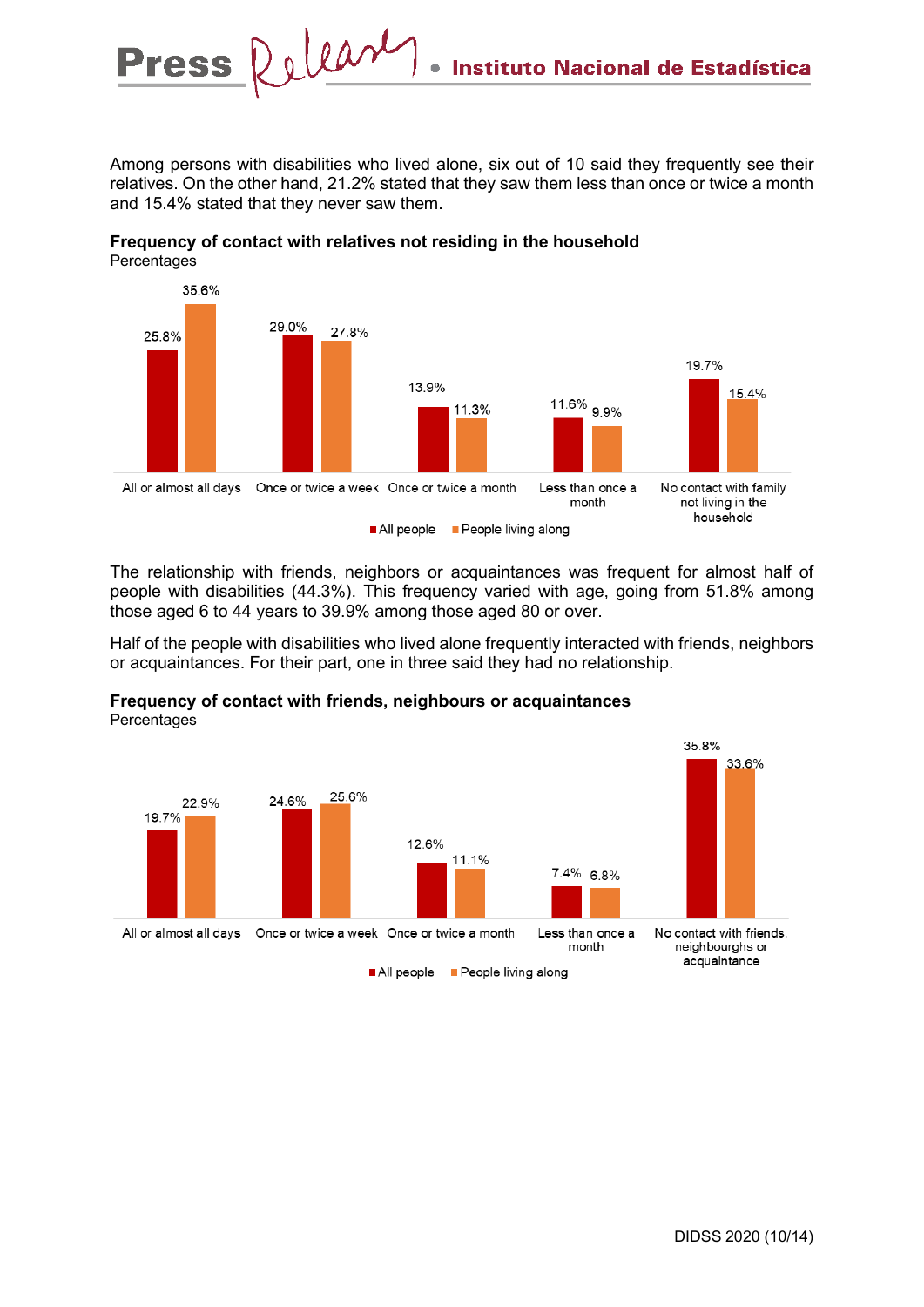Among persons with disabilities who lived alone, six out of 10 said they frequently see their relatives. On the other hand, 21.2% stated that they saw them less than once or twice a month and 15.4% stated that they never saw them.

**Frequency of contact with relatives not residing in the household**
Percentages

| | All people | People living along |
|---|---|---|
| All or almost all days | 25.8% | 35.6% |
| Once or twice a week | 29.0% | 27.8% |
| Once or twice a month | 13.9% | 11.3% |
| Less than once a month | 11.6% | 9.9% |
| No contact with family not living in the household | 19.7% | 15.4% |

The relationship with friends, neighbors or acquaintances was frequent for almost half of people with disabilities (44.3%). This frequency varied with age, going from 51.8% among those aged 6 to 44 years to 39.9% among those aged 80 or over.

Half of the people with disabilities who lived alone frequently interacted with friends, neighbors or acquaintances. For their part, one in three said they had no relationship.

**Frequency of contact with friends, neighbours or acquaintances**
Percentages

| | All people | People living along |
|---|---|---|
| All or almost all days | 19.7% | 22.9% |
| Once or twice a week | 24.6% | 25.6% |
| Once or twice a month | 12.6% | 11.1% |
| Less than once a month | 7.4% | 6.8% |
| No contact with friends, neighbourghs or acquaintance | 35.8% | 33.6% |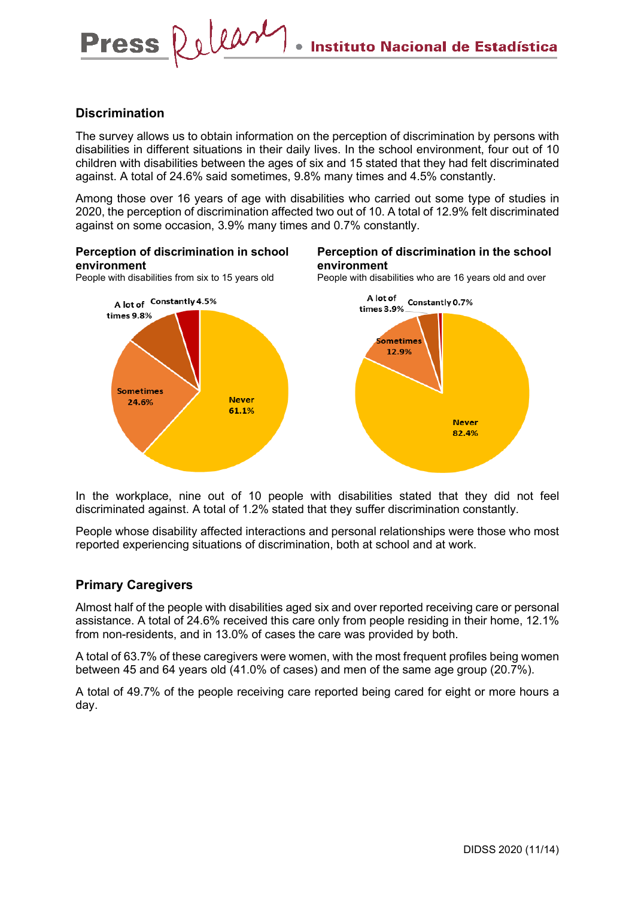## Discrimination

The survey allows us to obtain information on the perception of discrimination by persons with disabilities in different situations in their daily lives. In the school environment, four out of 10 children with disabilities between the ages of six and 15 stated that they had felt discriminated against. A total of 24.6% said sometimes, 9.8% many times and 4.5% constantly.

Among those over 16 years of age with disabilities who carried out some type of studies in 2020, the perception of discrimination affected two out of 10. A total of 12.9% felt discriminated against on some occasion, 3.9% many times and 0.7% constantly.

**Perception of discrimination in school environment**
People with disabilities from six to 15 years old

| Category | % |
|---|---|
| Never | 61.1% |
| Sometimes | 24.6% |
| A lot of times | 9.8% |
| Constantly | 4.5% |

**Perception of discrimination in the school environment**
People with disabilities who are 16 years old and over

| Category | % |
|---|---|
| Never | 82.4% |
| Sometimes | 12.9% |
| A lot of times | 3.9% |
| Constantly | 0.7% |

In the workplace, nine out of 10 people with disabilities stated that they did not feel discriminated against. A total of 1.2% stated that they suffer discrimination constantly.

People whose disability affected interactions and personal relationships were those who most reported experiencing situations of discrimination, both at school and at work.

## Primary Caregivers

Almost half of the people with disabilities aged six and over reported receiving care or personal assistance. A total of 24.6% received this care only from people residing in their home, 12.1% from non-residents, and in 13.0% of cases the care was provided by both.

A total of 63.7% of these caregivers were women, with the most frequent profiles being women between 45 and 64 years old (41.0% of cases) and men of the same age group (20.7%).

A total of 49.7% of the people receiving care reported being cared for eight or more hours a day.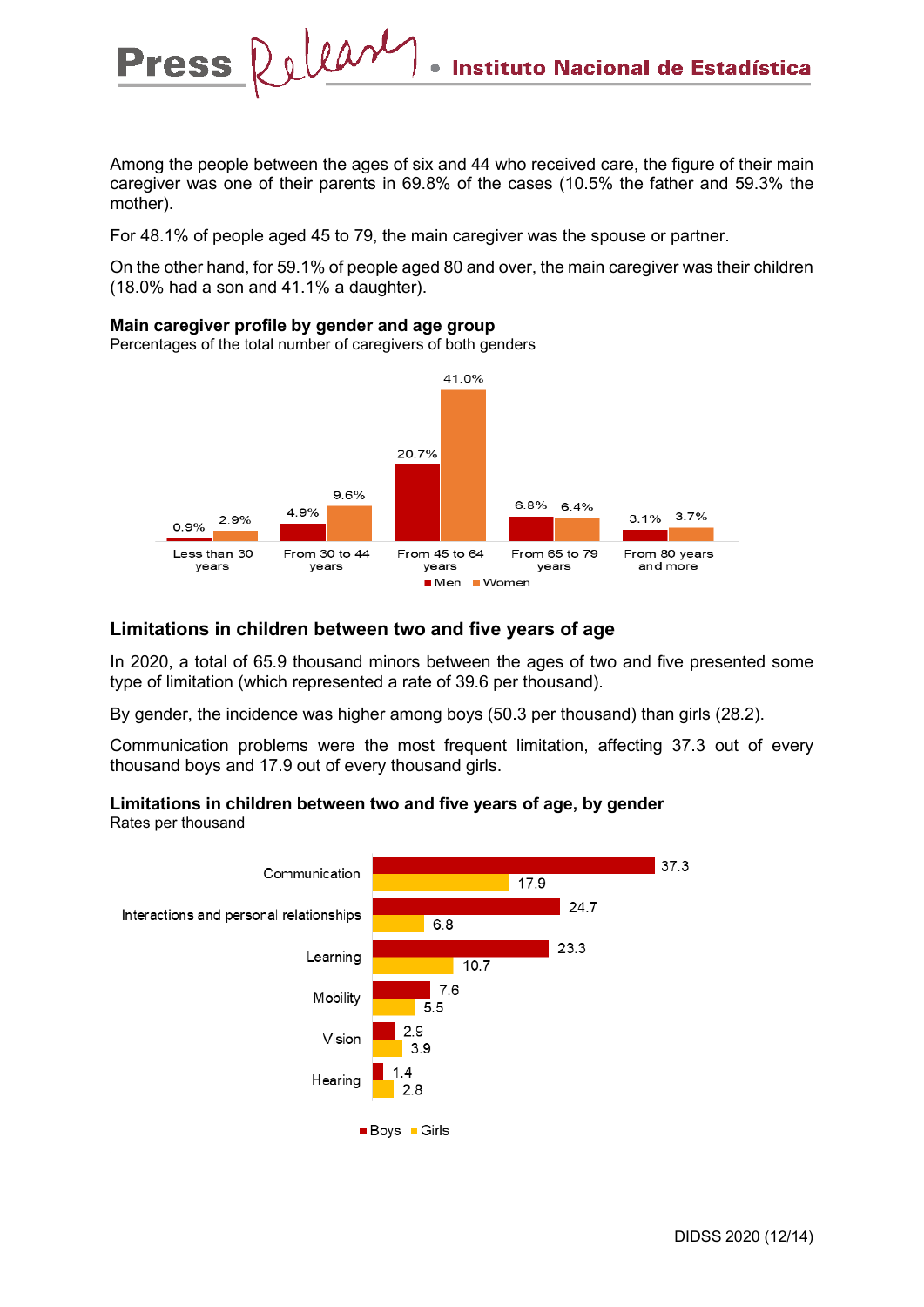Among the people between the ages of six and 44 who received care, the figure of their main caregiver was one of their parents in 69.8% of the cases (10.5% the father and 59.3% the mother).

For 48.1% of people aged 45 to 79, the main caregiver was the spouse or partner.

On the other hand, for 59.1% of people aged 80 and over, the main caregiver was their children (18.0% had a son and 41.1% a daughter).

**Main caregiver profile by gender and age group**
Percentages of the total number of caregivers of both genders

| | Men | Women |
|---|---|---|
| Less than 30 years | 0.9% | 2.9% |
| From 30 to 44 years | 4.9% | 9.6% |
| From 45 to 64 years | 20.7% | 41.0% |
| From 65 to 79 years | 6.8% | 6.4% |
| From 80 years and more | 3.1% | 3.7% |

## Limitations in children between two and five years of age

In 2020, a total of 65.9 thousand minors between the ages of two and five presented some type of limitation (which represented a rate of 39.6 per thousand).

By gender, the incidence was higher among boys (50.3 per thousand) than girls (28.2).

Communication problems were the most frequent limitation, affecting 37.3 out of every thousand boys and 17.9 out of every thousand girls.

**Limitations in children between two and five years of age, by gender**
Rates per thousand

| | Boys | Girls |
|---|---|---|
| Communication | 37.3 | 17.9 |
| Interactions and personal relationships | 24.7 | 6.8 |
| Learning | 23.3 | 10.7 |
| Mobility | 7.6 | 5.5 |
| Vision | 2.9 | 3.9 |
| Hearing | 1.4 | 2.8 |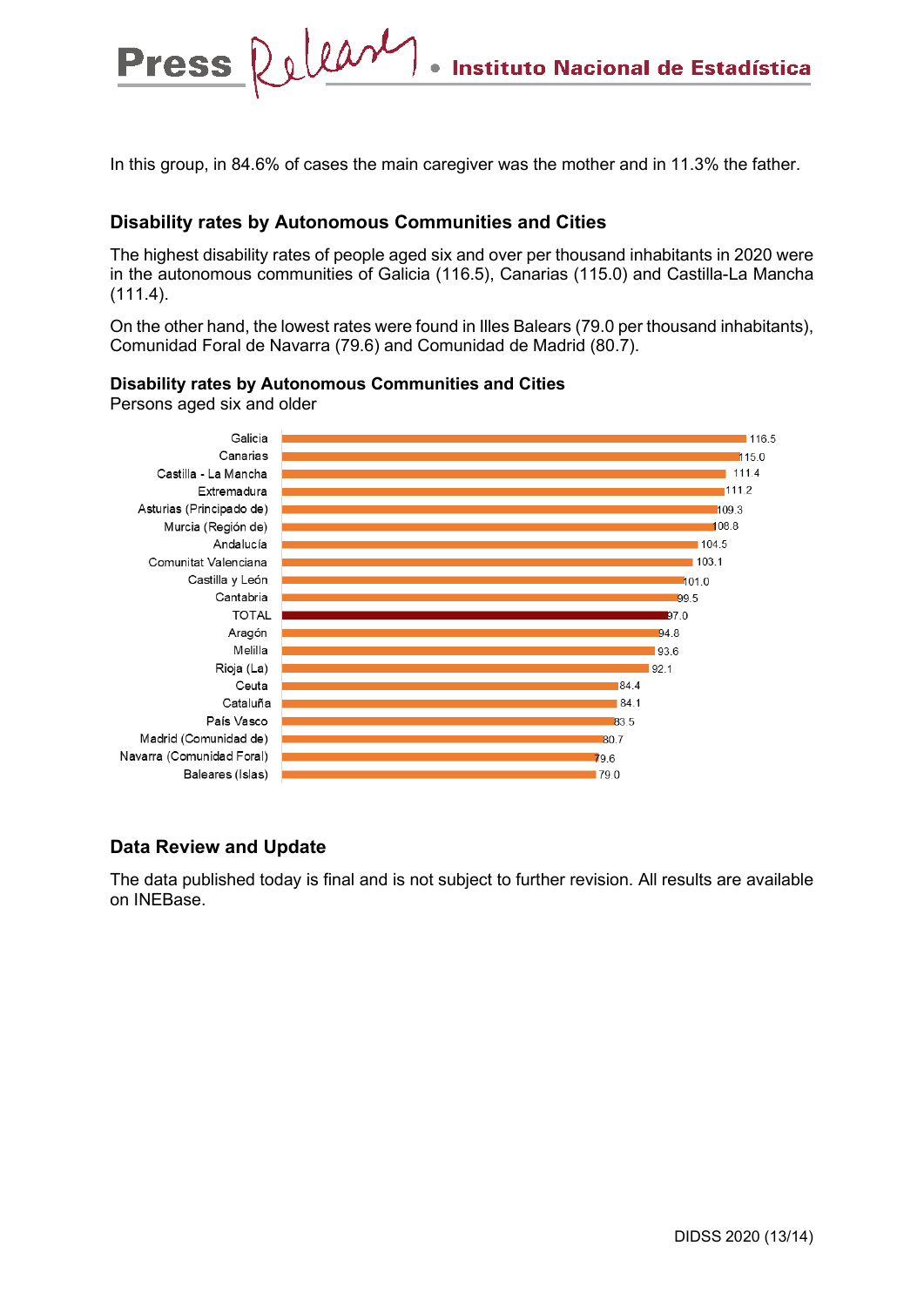In this group, in 84.6% of cases the main caregiver was the mother and in 11.3% the father.

## Disability rates by Autonomous Communities and Cities

The highest disability rates of people aged six and over per thousand inhabitants in 2020 were in the autonomous communities of Galicia (116.5), Canarias (115.0) and Castilla-La Mancha (111.4).

On the other hand, the lowest rates were found in Illes Balears (79.0 per thousand inhabitants), Comunidad Foral de Navarra (79.6) and Comunidad de Madrid (80.7).

**Disability rates by Autonomous Communities and Cities**
Persons aged six and older

| Autonomous Community / City | Rate |
|---|---|
| Galicia | 116.5 |
| Canarias | 115.0 |
| Castilla - La Mancha | 111.4 |
| Extremadura | 111.2 |
| Asturias (Principado de) | 109.3 |
| Murcia (Región de) | 108.8 |
| Andalucía | 104.5 |
| Comunitat Valenciana | 103.1 |
| Castilla y León | 101.0 |
| Cantabria | 99.5 |
| TOTAL | 97.0 |
| Aragón | 94.8 |
| Melilla | 93.6 |
| Rioja (La) | 92.1 |
| Ceuta | 84.4 |
| Cataluña | 84.1 |
| País Vasco | 83.5 |
| Madrid (Comunidad de) | 80.7 |
| Navarra (Comunidad Foral) | 79.6 |
| Baleares (Islas) | 79.0 |

## Data Review and Update

The data published today is final and is not subject to further revision. All results are available on INEBase.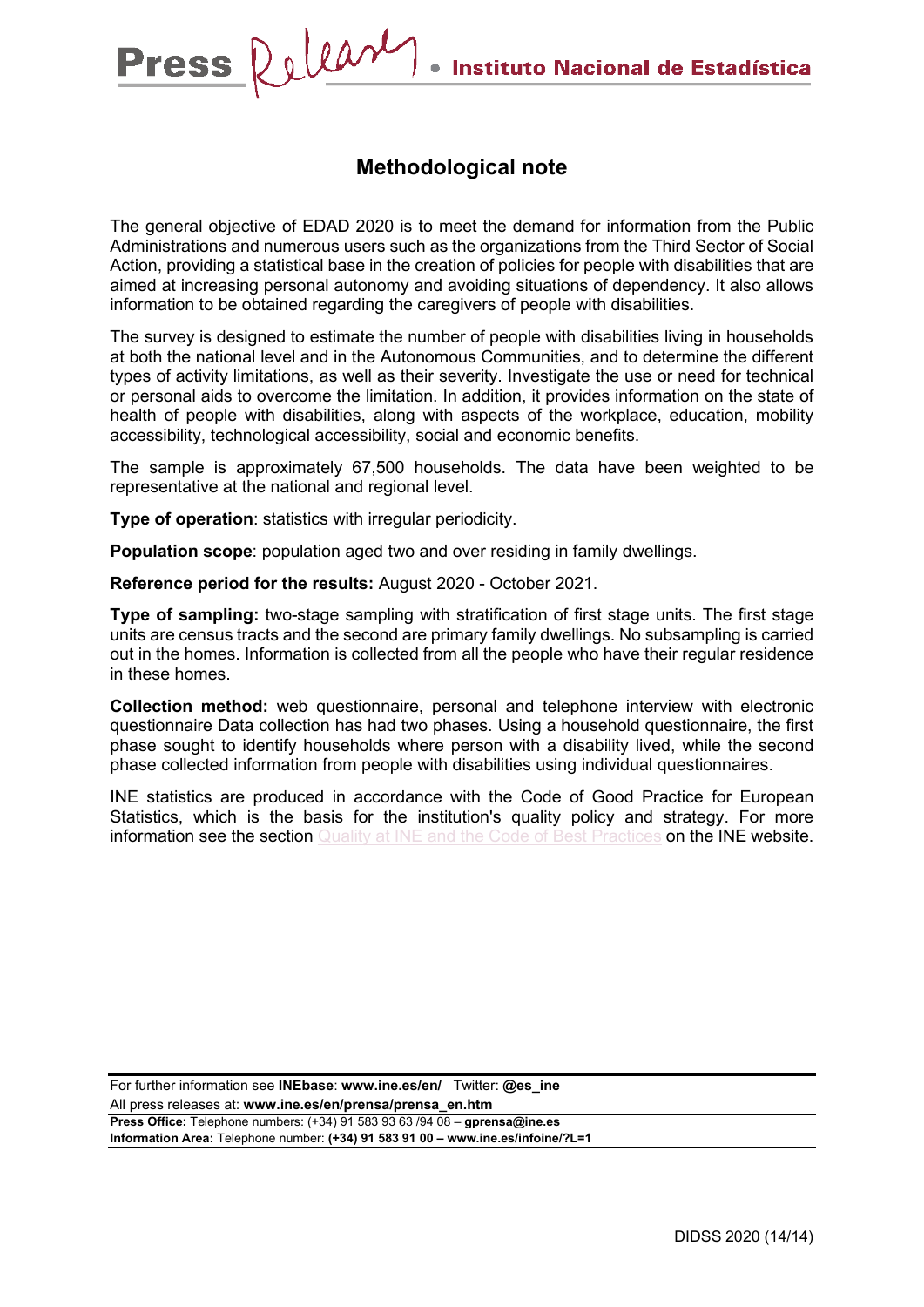# Methodological note

The general objective of EDAD 2020 is to meet the demand for information from the Public Administrations and numerous users such as the organizations from the Third Sector of Social Action, providing a statistical base in the creation of policies for people with disabilities that are aimed at increasing personal autonomy and avoiding situations of dependency. It also allows information to be obtained regarding the caregivers of people with disabilities.

The survey is designed to estimate the number of people with disabilities living in households at both the national level and in the Autonomous Communities, and to determine the different types of activity limitations, as well as their severity. Investigate the use or need for technical or personal aids to overcome the limitation. In addition, it provides information on the state of health of people with disabilities, along with aspects of the workplace, education, mobility accessibility, technological accessibility, social and economic benefits.

The sample is approximately 67,500 households. The data have been weighted to be representative at the national and regional level.

**Type of operation**: statistics with irregular periodicity.

**Population scope**: population aged two and over residing in family dwellings.

**Reference period for the results:** August 2020 - October 2021.

**Type of sampling:** two-stage sampling with stratification of first stage units. The first stage units are census tracts and the second are primary family dwellings. No subsampling is carried out in the homes. Information is collected from all the people who have their regular residence in these homes.

**Collection method:** web questionnaire, personal and telephone interview with electronic questionnaire Data collection has had two phases. Using a household questionnaire, the first phase sought to identify households where person with a disability lived, while the second phase collected information from people with disabilities using individual questionnaires.

INE statistics are produced in accordance with the Code of Good Practice for European Statistics, which is the basis for the institution's quality policy and strategy. For more information see the section Quality at INE and the Code of Best Practices on the INE website.

For further information see **INEbase**: **www.ine.es/en/** Twitter: **@es_ine**
All press releases at: **www.ine.es/en/prensa/prensa_en.htm**
**Press Office:** Telephone numbers: (+34) 91 583 93 63 /94 08 – **gprensa@ine.es**
**Information Area:** Telephone number: **(+34) 91 583 91 00 – www.ine.es/infoine/?L=1**